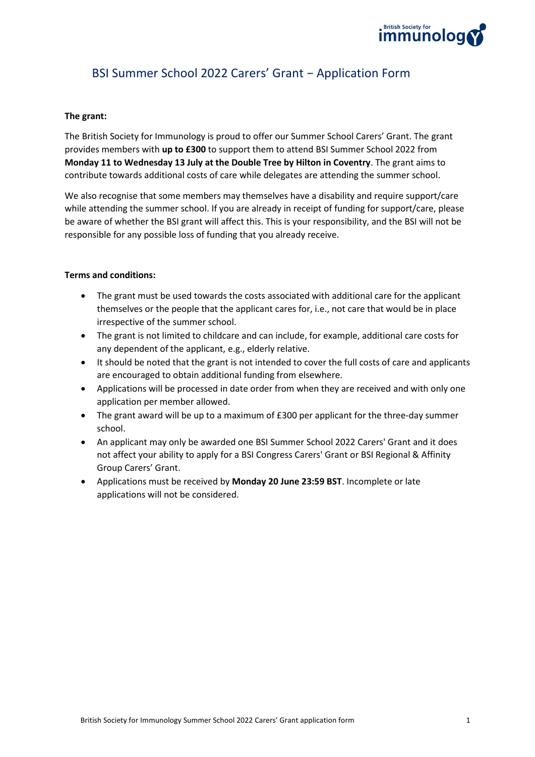# BSI Summer School 2022 Carers' Grant – Application Form

**The grant:**

The British Society for Immunology is proud to offer our Summer School Carers' Grant. The grant provides members with **up to £300** to support them to attend BSI Summer School 2022 from **Monday 11 to Wednesday 13 July at the Double Tree by Hilton in Coventry**. The grant aims to contribute towards additional costs of care while delegates are attending the summer school.

We also recognise that some members may themselves have a disability and require support/care while attending the summer school. If you are already in receipt of funding for support/care, please be aware of whether the BSI grant will affect this. This is your responsibility, and the BSI will not be responsible for any possible loss of funding that you already receive.

**Terms and conditions:**

- The grant must be used towards the costs associated with additional care for the applicant themselves or the people that the applicant cares for, i.e., not care that would be in place irrespective of the summer school.
- The grant is not limited to childcare and can include, for example, additional care costs for any dependent of the applicant, e.g., elderly relative.
- It should be noted that the grant is not intended to cover the full costs of care and applicants are encouraged to obtain additional funding from elsewhere.
- Applications will be processed in date order from when they are received and with only one application per member allowed.
- The grant award will be up to a maximum of £300 per applicant for the three-day summer school.
- An applicant may only be awarded one BSI Summer School 2022 Carers' Grant and it does not affect your ability to apply for a BSI Congress Carers' Grant or BSI Regional & Affinity Group Carers' Grant.
- Applications must be received by **Monday 20 June 23:59 BST**. Incomplete or late applications will not be considered.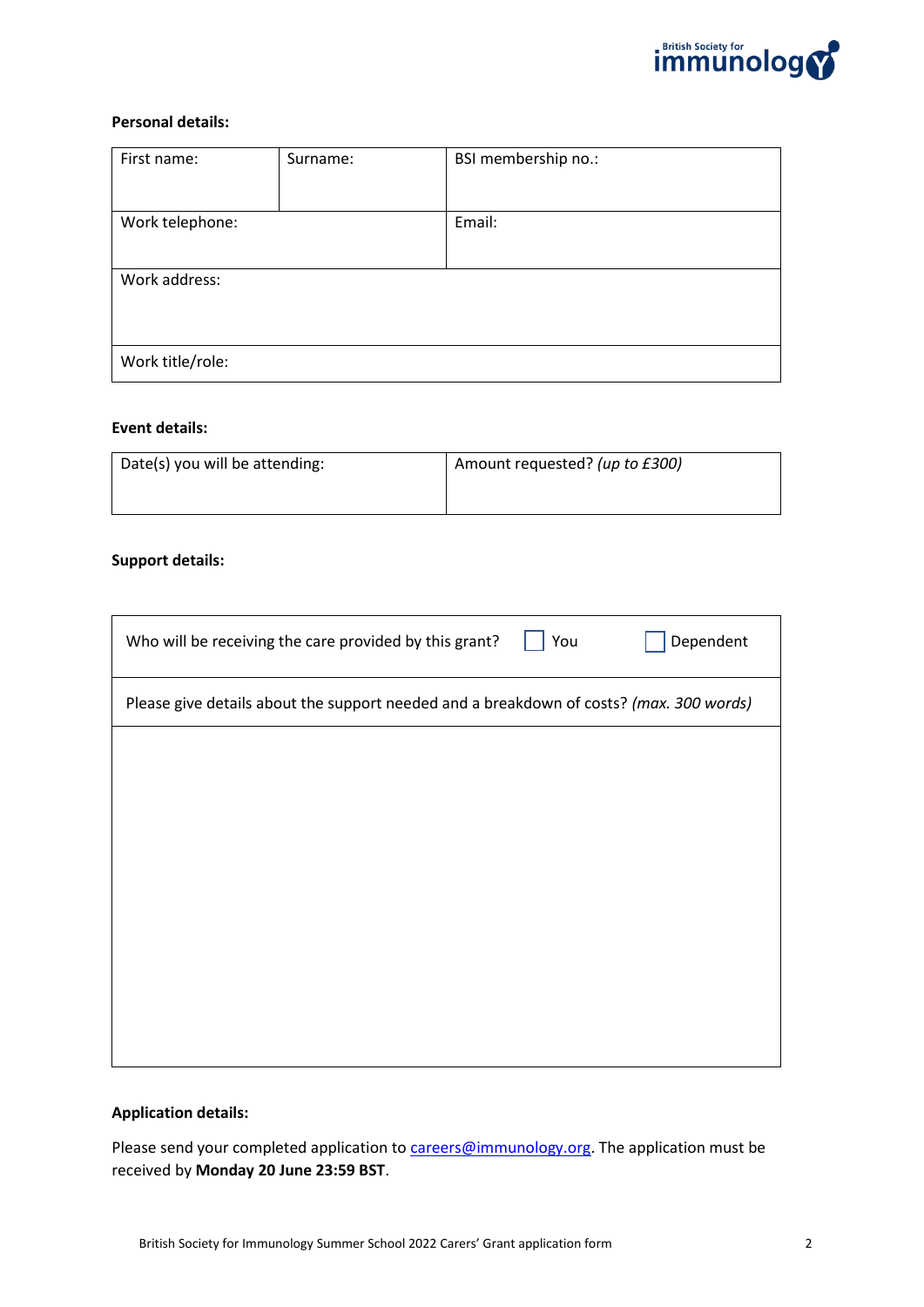**Personal details:**

| First name: | Surname: | BSI membership no.: |
|---|---|---|
| Work telephone: | | Email: |
| Work address: | | |
| Work title/role: | | |

**Event details:**

| Date(s) you will be attending: | Amount requested? *(up to £300)* |
|---|---|
| | |

**Support details:**

| Who will be receiving the care provided by this grant? ☐ You ☐ Dependent |
|---|
| Please give details about the support needed and a breakdown of costs? *(max. 300 words)* |
| |

**Application details:**

Please send your completed application to careers@immunology.org. The application must be received by **Monday 20 June 23:59 BST**.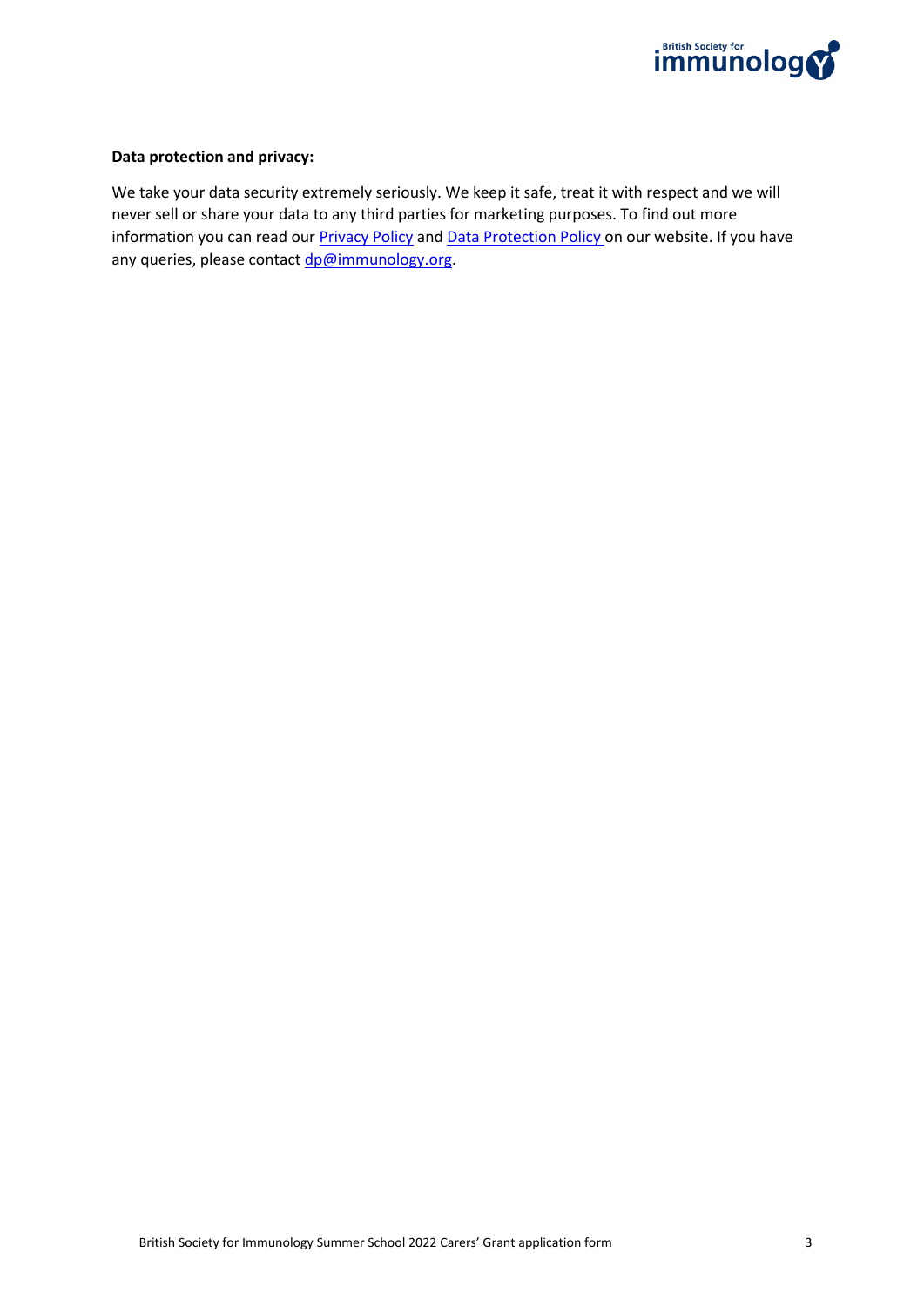**Data protection and privacy:**

We take your data security extremely seriously. We keep it safe, treat it with respect and we will never sell or share your data to any third parties for marketing purposes. To find out more information you can read our Privacy Policy and Data Protection Policy on our website. If you have any queries, please contact dp@immunology.org.